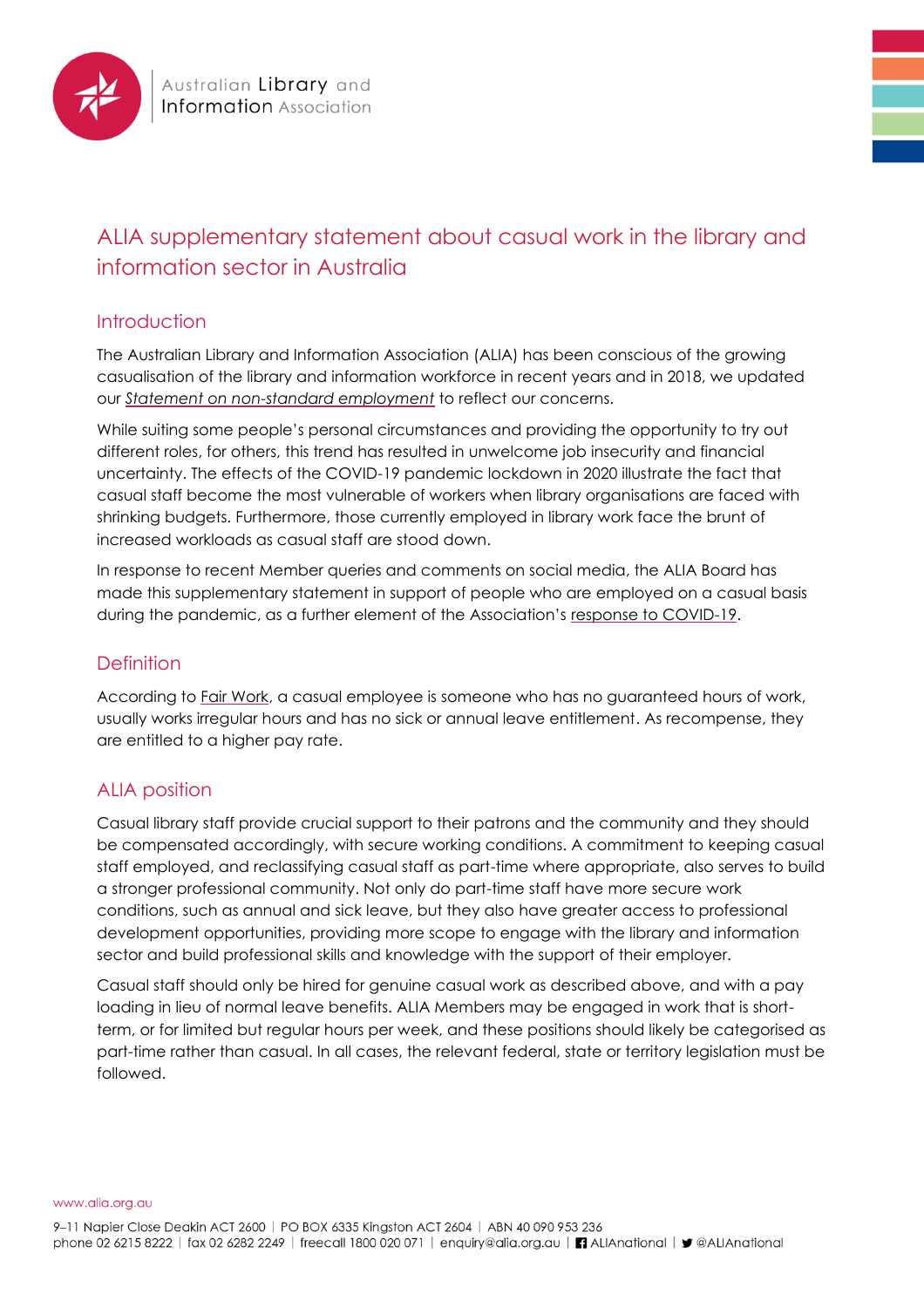Australian Library and Information Association

# ALIA supplementary statement about casual work in the library and information sector in Australia

## Introduction

The Australian Library and Information Association (ALIA) has been conscious of the growing casualisation of the library and information workforce in recent years and in 2018, we updated our *Statement on non-standard employment* to reflect our concerns.

While suiting some people's personal circumstances and providing the opportunity to try out different roles, for others, this trend has resulted in unwelcome job insecurity and financial uncertainty. The effects of the COVID-19 pandemic lockdown in 2020 illustrate the fact that casual staff become the most vulnerable of workers when library organisations are faced with shrinking budgets. Furthermore, those currently employed in library work face the brunt of increased workloads as casual staff are stood down.

In response to recent Member queries and comments on social media, the ALIA Board has made this supplementary statement in support of people who are employed on a casual basis during the pandemic, as a further element of the Association's response to COVID-19.

## Definition

According to Fair Work, a casual employee is someone who has no guaranteed hours of work, usually works irregular hours and has no sick or annual leave entitlement. As recompense, they are entitled to a higher pay rate.

## ALIA position

Casual library staff provide crucial support to their patrons and the community and they should be compensated accordingly, with secure working conditions. A commitment to keeping casual staff employed, and reclassifying casual staff as part-time where appropriate, also serves to build a stronger professional community. Not only do part-time staff have more secure work conditions, such as annual and sick leave, but they also have greater access to professional development opportunities, providing more scope to engage with the library and information sector and build professional skills and knowledge with the support of their employer.

Casual staff should only be hired for genuine casual work as described above, and with a pay loading in lieu of normal leave benefits. ALIA Members may be engaged in work that is short-term, or for limited but regular hours per week, and these positions should likely be categorised as part-time rather than casual. In all cases, the relevant federal, state or territory legislation must be followed.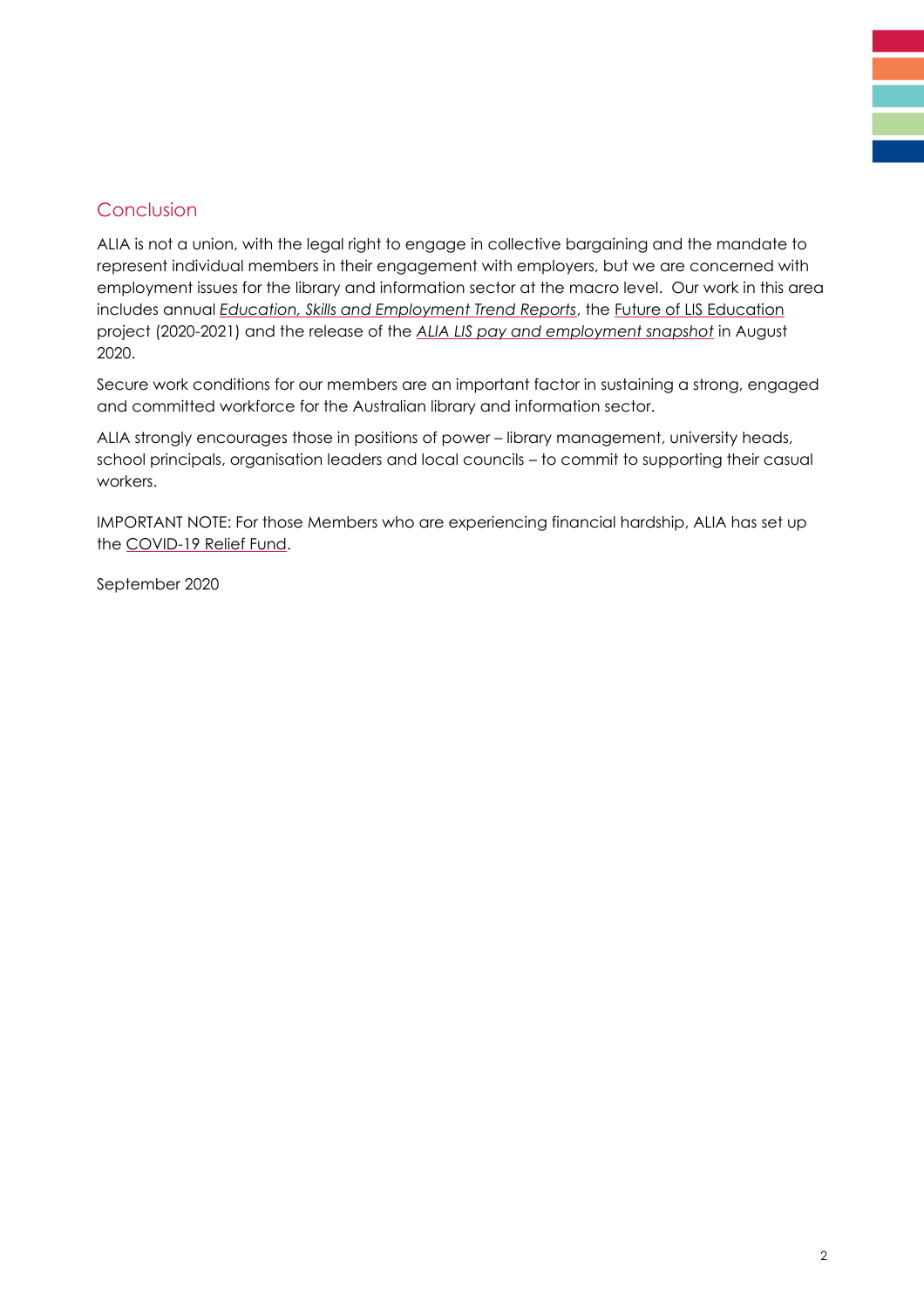## Conclusion

ALIA is not a union, with the legal right to engage in collective bargaining and the mandate to represent individual members in their engagement with employers, but we are concerned with employment issues for the library and information sector at the macro level. Our work in this area includes annual *Education, Skills and Employment Trend Reports*, the Future of LIS Education project (2020-2021) and the release of the *ALIA LIS pay and employment snapshot* in August 2020.

Secure work conditions for our members are an important factor in sustaining a strong, engaged and committed workforce for the Australian library and information sector.

ALIA strongly encourages those in positions of power – library management, university heads, school principals, organisation leaders and local councils – to commit to supporting their casual workers.

IMPORTANT NOTE: For those Members who are experiencing financial hardship, ALIA has set up the COVID-19 Relief Fund.

September 2020